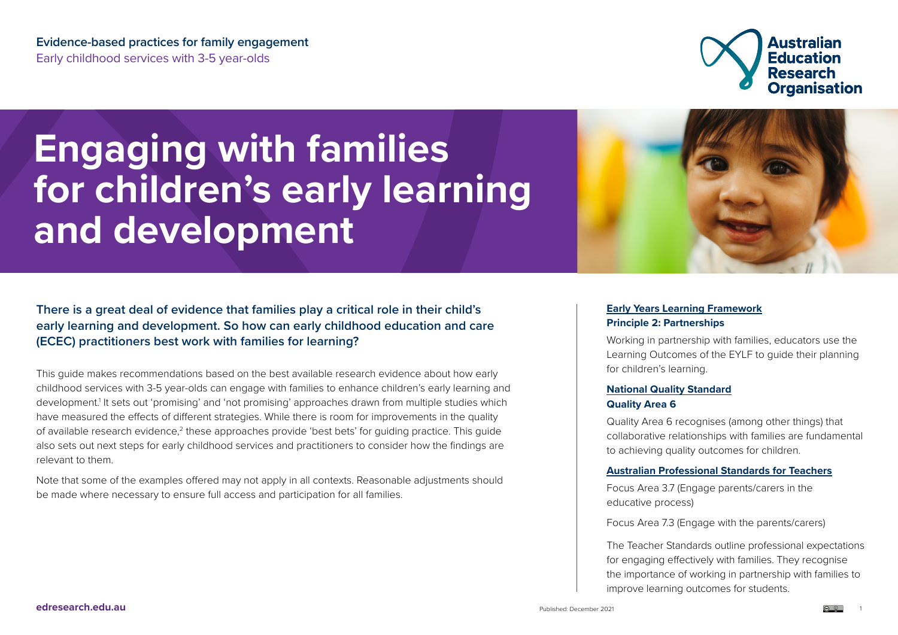Evidence-based practices for family engagement

Early childhood services with 3-5 year-olds

# Engaging with families for children's early learning and development

**There is a great deal of evidence that families play a critical role in their child's early learning and development. So how can early childhood education and care (ECEC) practitioners best work with families for learning?**

This guide makes recommendations based on the best available research evidence about how early childhood services with 3-5 year-olds can engage with families to enhance children's early learning and development.[1] It sets out 'promising' and 'not promising' approaches drawn from multiple studies which have measured the effects of different strategies. While there is room for improvements in the quality of available research evidence,[2] these approaches provide 'best bets' for guiding practice. This guide also sets out next steps for early childhood services and practitioners to consider how the findings are relevant to them.

Note that some of the examples offered may not apply in all contexts. Reasonable adjustments should be made where necessary to ensure full access and participation for all families.

**Early Years Learning Framework**
**Principle 2: Partnerships**

Working in partnership with families, educators use the Learning Outcomes of the EYLF to guide their planning for children's learning.

**National Quality Standard**
**Quality Area 6**

Quality Area 6 recognises (among other things) that collaborative relationships with families are fundamental to achieving quality outcomes for children.

**Australian Professional Standards for Teachers**

Focus Area 3.7 (Engage parents/carers in the educative process)

Focus Area 7.3 (Engage with the parents/carers)

The Teacher Standards outline professional expectations for engaging effectively with families. They recognise the importance of working in partnership with families to improve learning outcomes for students.

edresearch.edu.au

Published: December 2021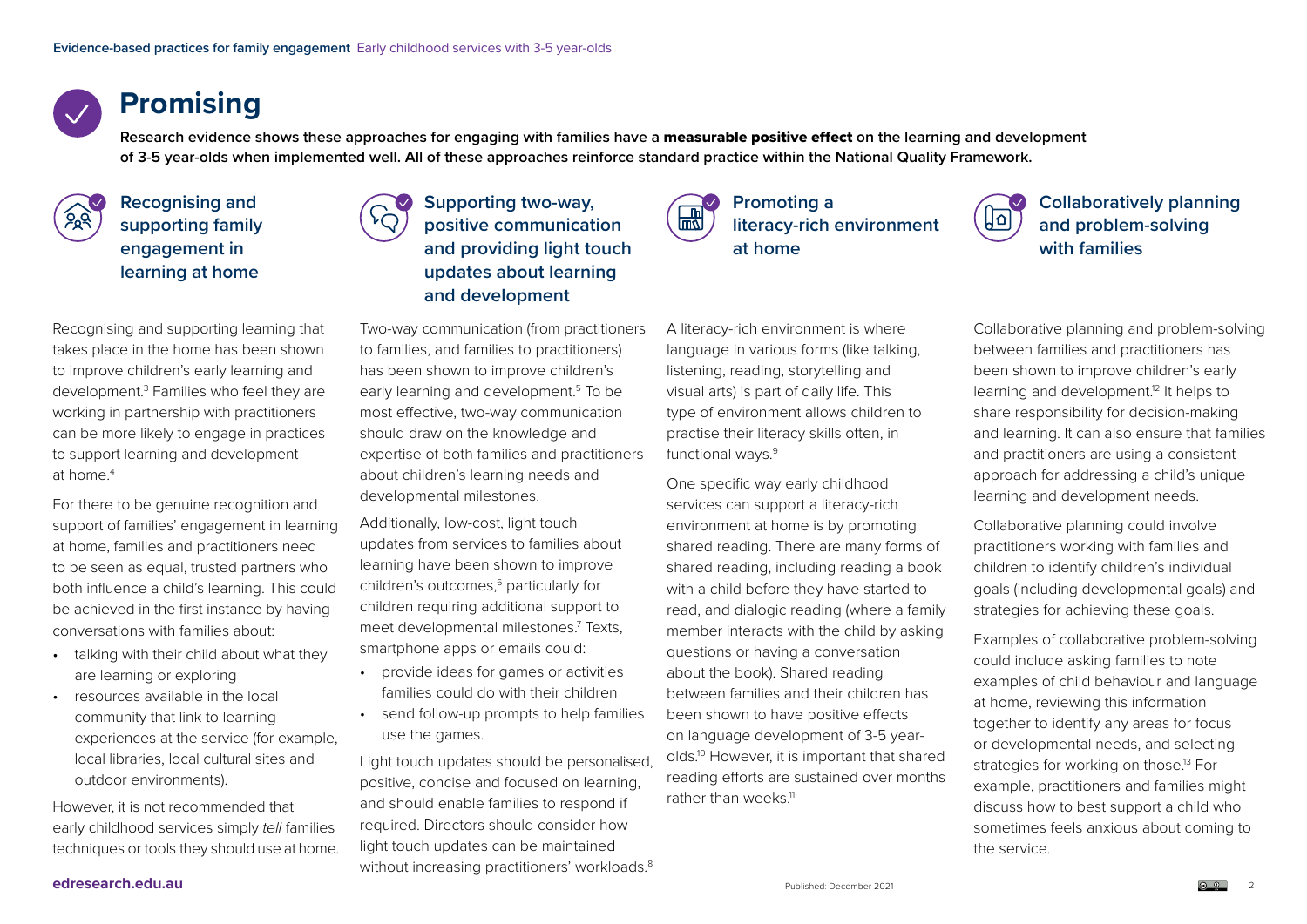# Promising

**Research evidence shows these approaches for engaging with families have a measurable positive effect on the learning and development of 3-5 year-olds when implemented well. All of these approaches reinforce standard practice within the National Quality Framework.**

## Recognising and supporting family engagement in learning at home

Recognising and supporting learning that takes place in the home has been shown to improve children's early learning and development.[3] Families who feel they are working in partnership with practitioners can be more likely to engage in practices to support learning and development at home.[4]

For there to be genuine recognition and support of families' engagement in learning at home, families and practitioners need to be seen as equal, trusted partners who both influence a child's learning. This could be achieved in the first instance by having conversations with families about:

- talking with their child about what they are learning or exploring
- resources available in the local community that link to learning experiences at the service (for example, local libraries, local cultural sites and outdoor environments).

However, it is not recommended that early childhood services simply *tell* families techniques or tools they should use at home.

## Supporting two-way, positive communication and providing light touch updates about learning and development

Two-way communication (from practitioners to families, and families to practitioners) has been shown to improve children's early learning and development.[5] To be most effective, two-way communication should draw on the knowledge and expertise of both families and practitioners about children's learning needs and developmental milestones.

Additionally, low-cost, light touch updates from services to families about learning have been shown to improve children's outcomes,[6] particularly for children requiring additional support to meet developmental milestones.[7] Texts, smartphone apps or emails could:

- provide ideas for games or activities families could do with their children
- send follow-up prompts to help families use the games.

Light touch updates should be personalised, positive, concise and focused on learning, and should enable families to respond if required. Directors should consider how light touch updates can be maintained without increasing practitioners' workloads.[8]

## Promoting a literacy-rich environment at home

A literacy-rich environment is where language in various forms (like talking, listening, reading, storytelling and visual arts) is part of daily life. This type of environment allows children to practise their literacy skills often, in functional ways.[9]

One specific way early childhood services can support a literacy-rich environment at home is by promoting shared reading. There are many forms of shared reading, including reading a book with a child before they have started to read, and dialogic reading (where a family member interacts with the child by asking questions or having a conversation about the book). Shared reading between families and their children has been shown to have positive effects on language development of 3-5 year-olds.[10] However, it is important that shared reading efforts are sustained over months rather than weeks.[11]

## Collaboratively planning and problem-solving with families

Collaborative planning and problem-solving between families and practitioners has been shown to improve children's early learning and development.[12] It helps to share responsibility for decision-making and learning. It can also ensure that families and practitioners are using a consistent approach for addressing a child's unique learning and development needs.

Collaborative planning could involve practitioners working with families and children to identify children's individual goals (including developmental goals) and strategies for achieving these goals.

Examples of collaborative problem-solving could include asking families to note examples of child behaviour and language at home, reviewing this information together to identify any areas for focus or developmental needs, and selecting strategies for working on those.[13] For example, practitioners and families might discuss how to best support a child who sometimes feels anxious about coming to the service.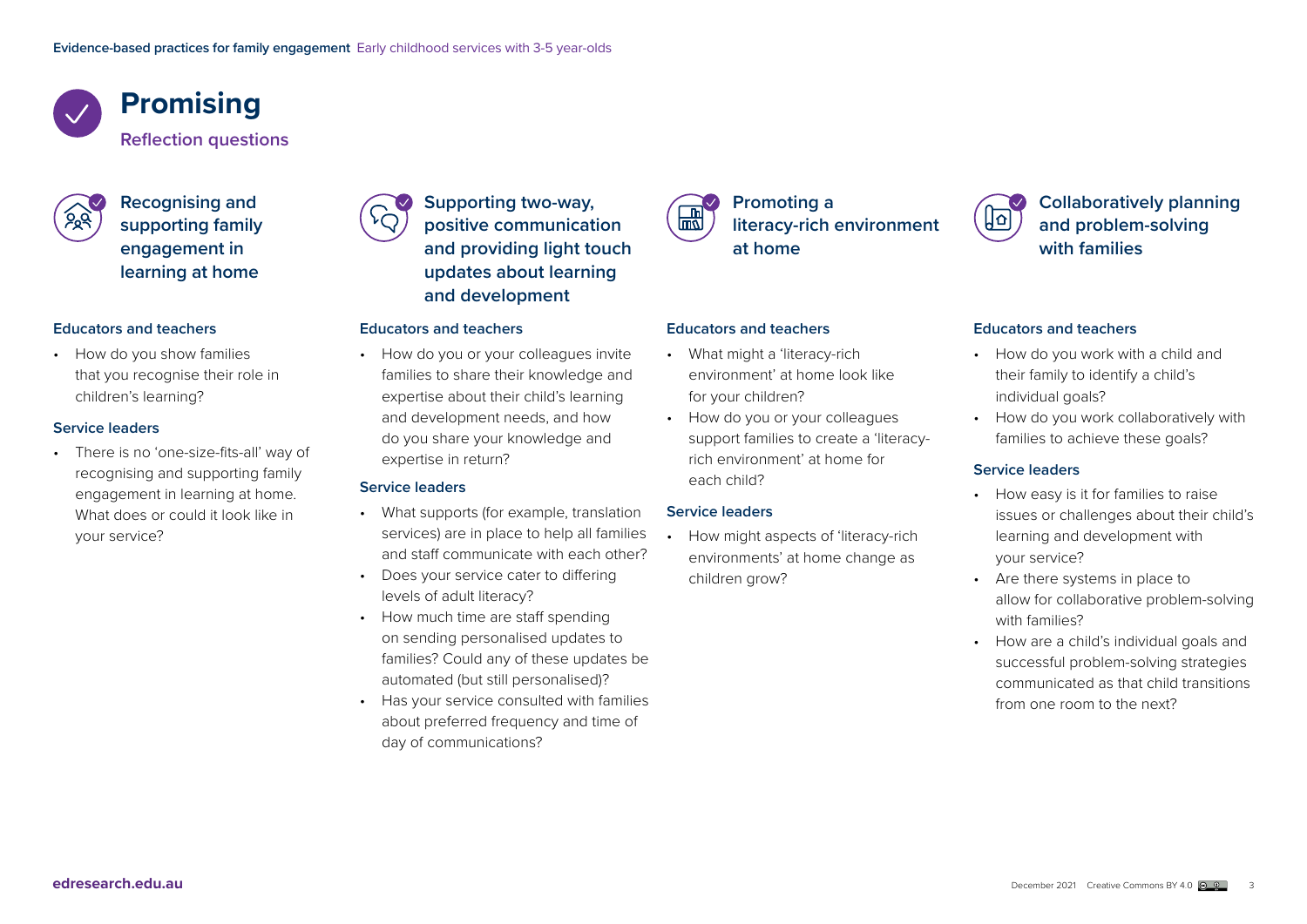# Promising

## Reflection questions

### Recognising and supporting family engagement in learning at home

#### Educators and teachers

- How do you show families that you recognise their role in children's learning?

#### Service leaders

- There is no 'one-size-fits-all' way of recognising and supporting family engagement in learning at home. What does or could it look like in your service?

### Supporting two-way, positive communication and providing light touch updates about learning and development

#### Educators and teachers

- How do you or your colleagues invite families to share their knowledge and expertise about their child's learning and development needs, and how do you share your knowledge and expertise in return?

#### Service leaders

- What supports (for example, translation services) are in place to help all families and staff communicate with each other?
- Does your service cater to differing levels of adult literacy?
- How much time are staff spending on sending personalised updates to families? Could any of these updates be automated (but still personalised)?
- Has your service consulted with families about preferred frequency and time of day of communications?

### Promoting a literacy-rich environment at home

#### Educators and teachers

- What might a 'literacy-rich environment' at home look like for your children?
- How do you or your colleagues support families to create a 'literacy-rich environment' at home for each child?

#### Service leaders

- How might aspects of 'literacy-rich environments' at home change as children grow?

### Collaboratively planning and problem-solving with families

#### Educators and teachers

- How do you work with a child and their family to identify a child's individual goals?
- How do you work collaboratively with families to achieve these goals?

#### Service leaders

- How easy is it for families to raise issues or challenges about their child's learning and development with your service?
- Are there systems in place to allow for collaborative problem-solving with families?
- How are a child's individual goals and successful problem-solving strategies communicated as that child transitions from one room to the next?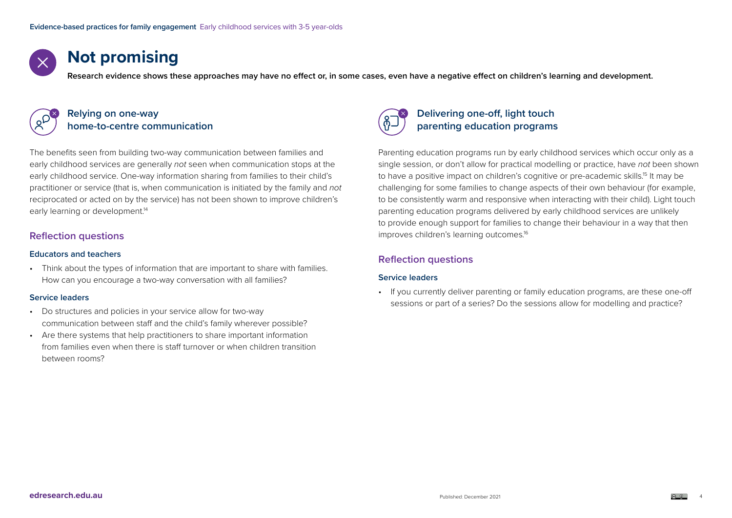# Not promising

**Research evidence shows these approaches may have no effect or, in some cases, even have a negative effect on children's learning and development.**

## Relying on one-way home-to-centre communication

The benefits seen from building two-way communication between families and early childhood services are generally *not* seen when communication stops at the early childhood service. One-way information sharing from families to their child's practitioner or service (that is, when communication is initiated by the family and *not* reciprocated or acted on by the service) has not been shown to improve children's early learning or development.[14]

### Reflection questions

#### Educators and teachers

- Think about the types of information that are important to share with families. How can you encourage a two-way conversation with all families?

#### Service leaders

- Do structures and policies in your service allow for two-way communication between staff and the child's family wherever possible?
- Are there systems that help practitioners to share important information from families even when there is staff turnover or when children transition between rooms?

## Delivering one-off, light touch parenting education programs

Parenting education programs run by early childhood services which occur only as a single session, or don't allow for practical modelling or practice, have *not* been shown to have a positive impact on children's cognitive or pre-academic skills.[15] It may be challenging for some families to change aspects of their own behaviour (for example, to be consistently warm and responsive when interacting with their child). Light touch parenting education programs delivered by early childhood services are unlikely to provide enough support for families to change their behaviour in a way that then improves children's learning outcomes.[16]

### Reflection questions

#### Service leaders

- If you currently deliver parenting or family education programs, are these one-off sessions or part of a series? Do the sessions allow for modelling and practice?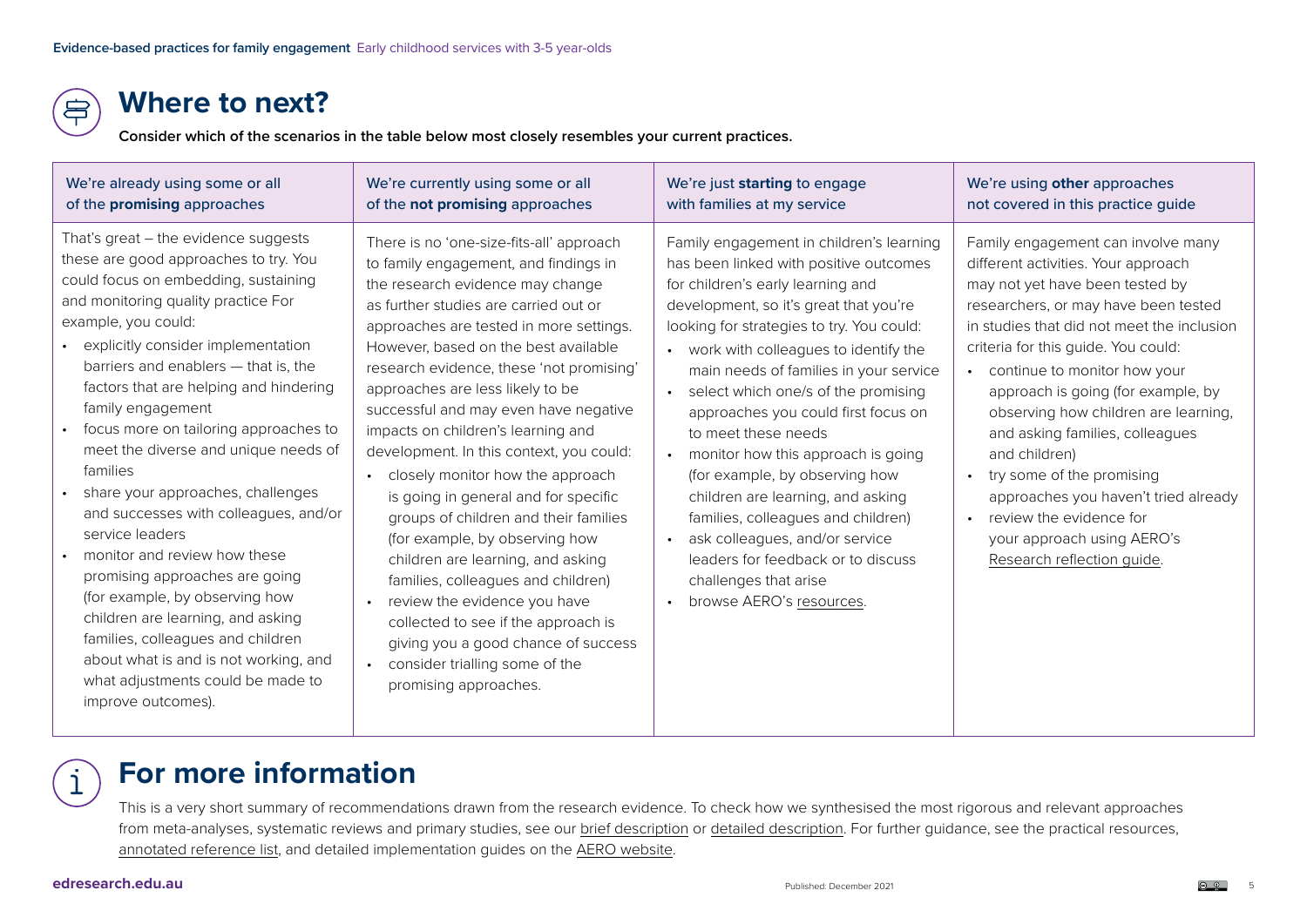# Where to next?

**Consider which of the scenarios in the table below most closely resembles your current practices.**

| We're already using some or all of the **promising** approaches | We're currently using some or all of the **not promising** approaches | We're just **starting** to engage with families at my service | We're using **other** approaches not covered in this practice guide |
|---|---|---|---|
| That's great – the evidence suggests these are good approaches to try. You could focus on embedding, sustaining and monitoring quality practice For example, you could:<br>• explicitly consider implementation barriers and enablers — that is, the factors that are helping and hindering family engagement<br>• focus more on tailoring approaches to meet the diverse and unique needs of families<br>• share your approaches, challenges and successes with colleagues, and/or service leaders<br>• monitor and review how these promising approaches are going (for example, by observing how children are learning, and asking families, colleagues and children about what is and is not working, and what adjustments could be made to improve outcomes). | There is no 'one-size-fits-all' approach to family engagement, and findings in the research evidence may change as further studies are carried out or approaches are tested in more settings. However, based on the best available research evidence, these 'not promising' approaches are less likely to be successful and may even have negative impacts on children's learning and development. In this context, you could:<br>• closely monitor how the approach is going in general and for specific groups of children and their families (for example, by observing how children are learning, and asking families, colleagues and children)<br>• review the evidence you have collected to see if the approach is giving you a good chance of success<br>• consider trialling some of the promising approaches. | Family engagement in children's learning has been linked with positive outcomes for children's early learning and development, so it's great that you're looking for strategies to try. You could:<br>• work with colleagues to identify the main needs of families in your service<br>• select which one/s of the promising approaches you could first focus on to meet these needs<br>• monitor how this approach is going (for example, by observing how children are learning, and asking families, colleagues and children)<br>• ask colleagues, and/or service leaders for feedback or to discuss challenges that arise<br>• browse AERO's resources. | Family engagement can involve many different activities. Your approach may not yet have been tested by researchers, or may have been tested in studies that did not meet the inclusion criteria for this guide. You could:<br>• continue to monitor how your approach is going (for example, by observing how children are learning, and asking families, colleagues and children)<br>• try some of the promising approaches you haven't tried already<br>• review the evidence for your approach using AERO's Research reflection guide. |

# For more information

This is a very short summary of recommendations drawn from the research evidence. To check how we synthesised the most rigorous and relevant approaches from meta-analyses, systematic reviews and primary studies, see our brief description or detailed description. For further guidance, see the practical resources, annotated reference list, and detailed implementation guides on the AERO website.

Published: December 2021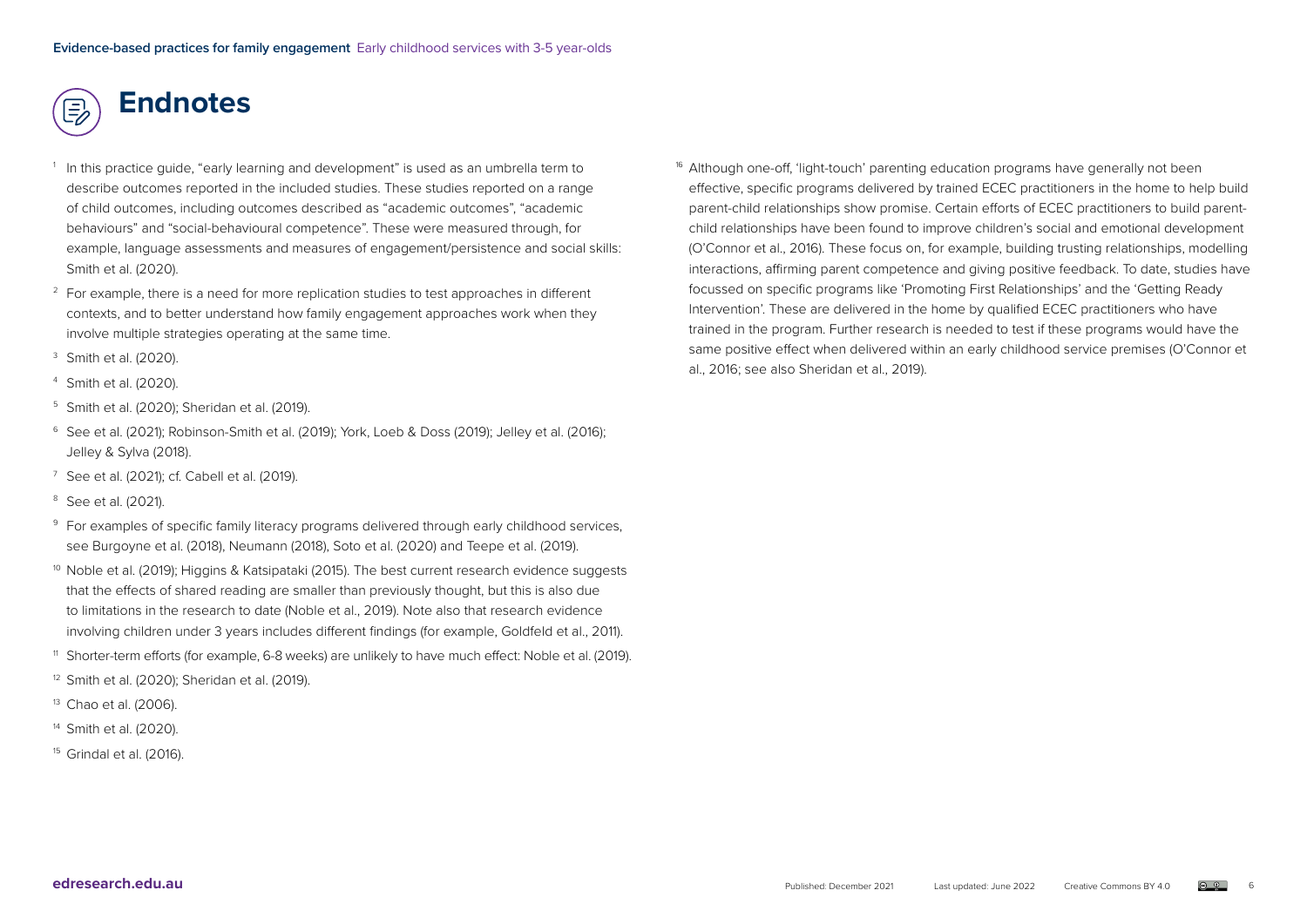# Endnotes

[1] In this practice guide, "early learning and development" is used as an umbrella term to describe outcomes reported in the included studies. These studies reported on a range of child outcomes, including outcomes described as "academic outcomes", "academic behaviours" and "social-behavioural competence". These were measured through, for example, language assessments and measures of engagement/persistence and social skills: Smith et al. (2020).

[2] For example, there is a need for more replication studies to test approaches in different contexts, and to better understand how family engagement approaches work when they involve multiple strategies operating at the same time.

[3] Smith et al. (2020).

[4] Smith et al. (2020).

[5] Smith et al. (2020); Sheridan et al. (2019).

[6] See et al. (2021); Robinson-Smith et al. (2019); York, Loeb & Doss (2019); Jelley et al. (2016); Jelley & Sylva (2018).

[7] See et al. (2021); cf. Cabell et al. (2019).

[8] See et al. (2021).

[9] For examples of specific family literacy programs delivered through early childhood services, see Burgoyne et al. (2018), Neumann (2018), Soto et al. (2020) and Teepe et al. (2019).

[10] Noble et al. (2019); Higgins & Katsipataki (2015). The best current research evidence suggests that the effects of shared reading are smaller than previously thought, but this is also due to limitations in the research to date (Noble et al., 2019). Note also that research evidence involving children under 3 years includes different findings (for example, Goldfeld et al., 2011).

[11] Shorter-term efforts (for example, 6-8 weeks) are unlikely to have much effect: Noble et al. (2019).

[12] Smith et al. (2020); Sheridan et al. (2019).

[13] Chao et al. (2006).

[14] Smith et al. (2020).

[15] Grindal et al. (2016).

[16] Although one-off, 'light-touch' parenting education programs have generally not been effective, specific programs delivered by trained ECEC practitioners in the home to help build parent-child relationships show promise. Certain efforts of ECEC practitioners to build parent-child relationships have been found to improve children's social and emotional development (O'Connor et al., 2016). These focus on, for example, building trusting relationships, modelling interactions, affirming parent competence and giving positive feedback. To date, studies have focussed on specific programs like 'Promoting First Relationships' and the 'Getting Ready Intervention'. These are delivered in the home by qualified ECEC practitioners who have trained in the program. Further research is needed to test if these programs would have the same positive effect when delivered within an early childhood service premises (O'Connor et al., 2016; see also Sheridan et al., 2019).